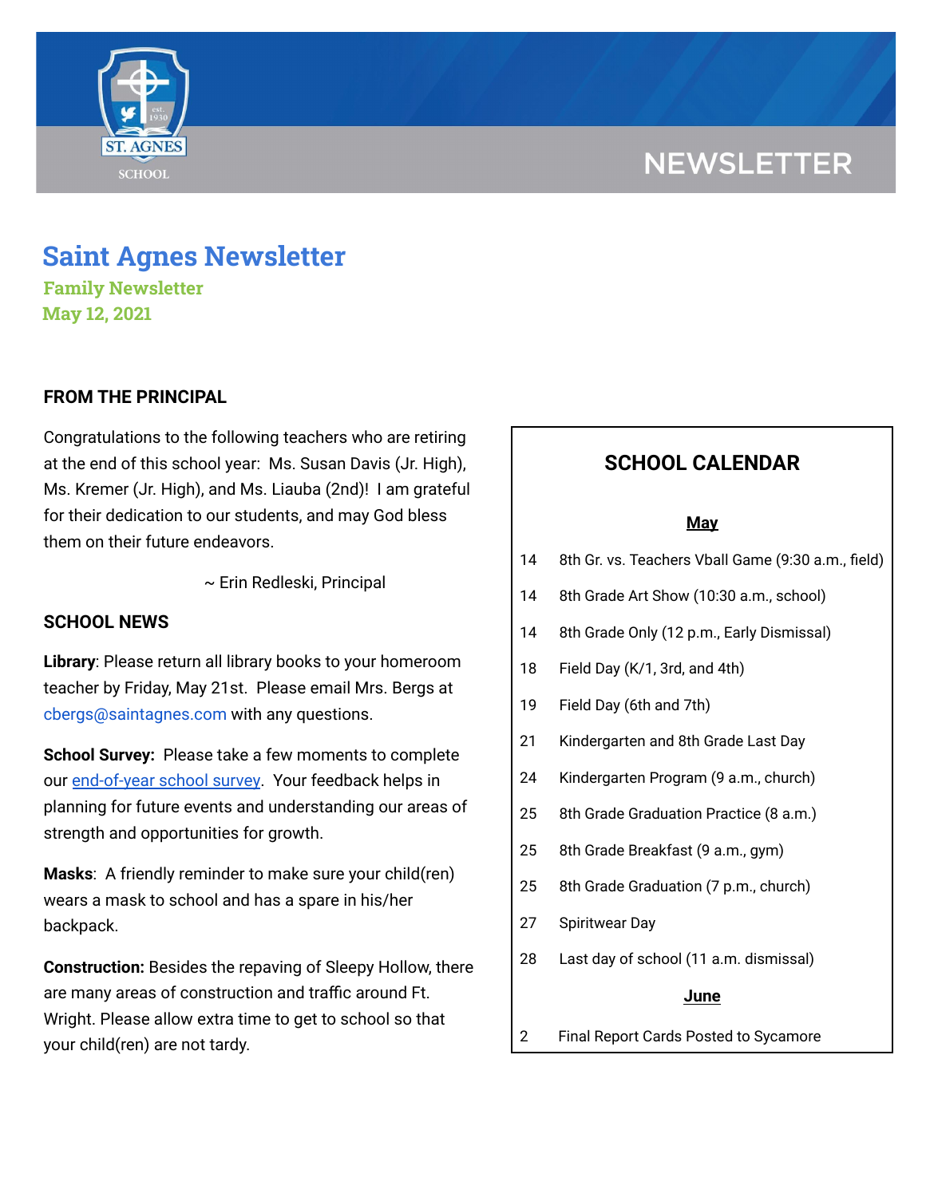# Saint Agnes Newsletter

### Family Newsletter

### May 12, 2021

## FROM THE PRINCIPAL

Congratulations to the following teachers who are retiring at the end of this school year: Ms. Susan Davis (Jr. High), Ms. Kremer (Jr. High), and Ms. Liauba (2nd)! I am grateful for their dedication to our students, and may God bless them on their future endeavors.

~ Erin Redleski, Principal

## SCHOOL NEWS

**Library**: Please return all library books to your homeroom teacher by Friday, May 21st. Please email Mrs. Bergs at cbergs@saintagnes.com with any questions.

**School Survey:** Please take a few moments to complete our end-of-year school survey. Your feedback helps in planning for future events and understanding our areas of strength and opportunities for growth.

**Masks**: A friendly reminder to make sure your child(ren) wears a mask to school and has a spare in his/her backpack.

**Construction:** Besides the repaving of Sleepy Hollow, there are many areas of construction and traffic around Ft. Wright. Please allow extra time to get to school so that your child(ren) are not tardy.

## SCHOOL CALENDAR

**May**

| | |
|---|---|
| 14 | 8th Gr. vs. Teachers Vball Game (9:30 a.m., field) |
| 14 | 8th Grade Art Show (10:30 a.m., school) |
| 14 | 8th Grade Only (12 p.m., Early Dismissal) |
| 18 | Field Day (K/1, 3rd, and 4th) |
| 19 | Field Day (6th and 7th) |
| 21 | Kindergarten and 8th Grade Last Day |
| 24 | Kindergarten Program (9 a.m., church) |
| 25 | 8th Grade Graduation Practice (8 a.m.) |
| 25 | 8th Grade Breakfast (9 a.m., gym) |
| 25 | 8th Grade Graduation (7 p.m., church) |
| 27 | Spiritwear Day |
| 28 | Last day of school (11 a.m. dismissal) |

**June**

| | |
|---|---|
| 2 | Final Report Cards Posted to Sycamore |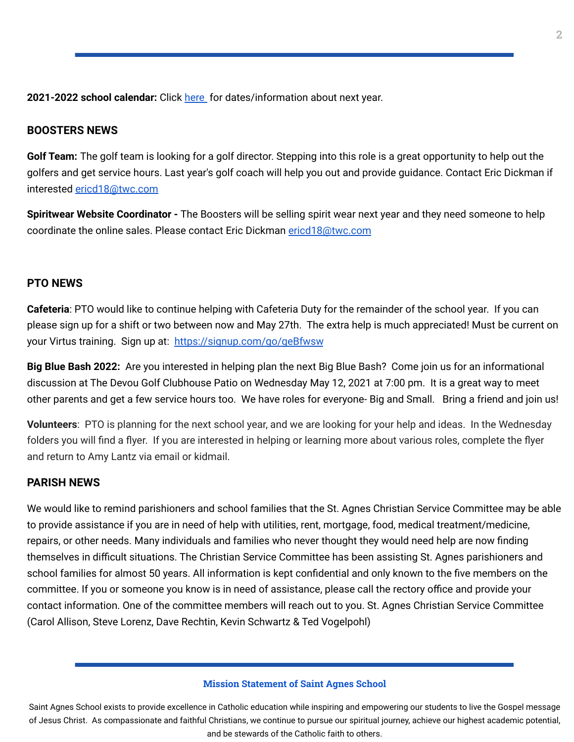**2021-2022 school calendar:** Click [here ]() for dates/information about next year.

## BOOSTERS NEWS

**Golf Team:** The golf team is looking for a golf director. Stepping into this role is a great opportunity to help out the golfers and get service hours. Last year's golf coach will help you out and provide guidance. Contact Eric Dickman if interested ericd18@twc.com

**Spiritwear Website Coordinator -** The Boosters will be selling spirit wear next year and they need someone to help coordinate the online sales. Please contact Eric Dickman ericd18@twc.com

## PTO NEWS

**Cafeteria**: PTO would like to continue helping with Cafeteria Duty for the remainder of the school year. If you can please sign up for a shift or two between now and May 27th. The extra help is much appreciated! Must be current on your Virtus training. Sign up at: https://signup.com/go/geBfwsw

**Big Blue Bash 2022:** Are you interested in helping plan the next Big Blue Bash? Come join us for an informational discussion at The Devou Golf Clubhouse Patio on Wednesday May 12, 2021 at 7:00 pm. It is a great way to meet other parents and get a few service hours too. We have roles for everyone- Big and Small. Bring a friend and join us!

**Volunteers**: PTO is planning for the next school year, and we are looking for your help and ideas. In the Wednesday folders you will find a flyer. If you are interested in helping or learning more about various roles, complete the flyer and return to Amy Lantz via email or kidmail.

## PARISH NEWS

We would like to remind parishioners and school families that the St. Agnes Christian Service Committee may be able to provide assistance if you are in need of help with utilities, rent, mortgage, food, medical treatment/medicine, repairs, or other needs. Many individuals and families who never thought they would need help are now finding themselves in difficult situations. The Christian Service Committee has been assisting St. Agnes parishioners and school families for almost 50 years. All information is kept confidential and only known to the five members on the committee. If you or someone you know is in need of assistance, please call the rectory office and provide your contact information. One of the committee members will reach out to you. St. Agnes Christian Service Committee (Carol Allison, Steve Lorenz, Dave Rechtin, Kevin Schwartz & Ted Vogelpohl)

**Mission Statement of Saint Agnes School**

Saint Agnes School exists to provide excellence in Catholic education while inspiring and empowering our students to live the Gospel message of Jesus Christ. As compassionate and faithful Christians, we continue to pursue our spiritual journey, achieve our highest academic potential, and be stewards of the Catholic faith to others.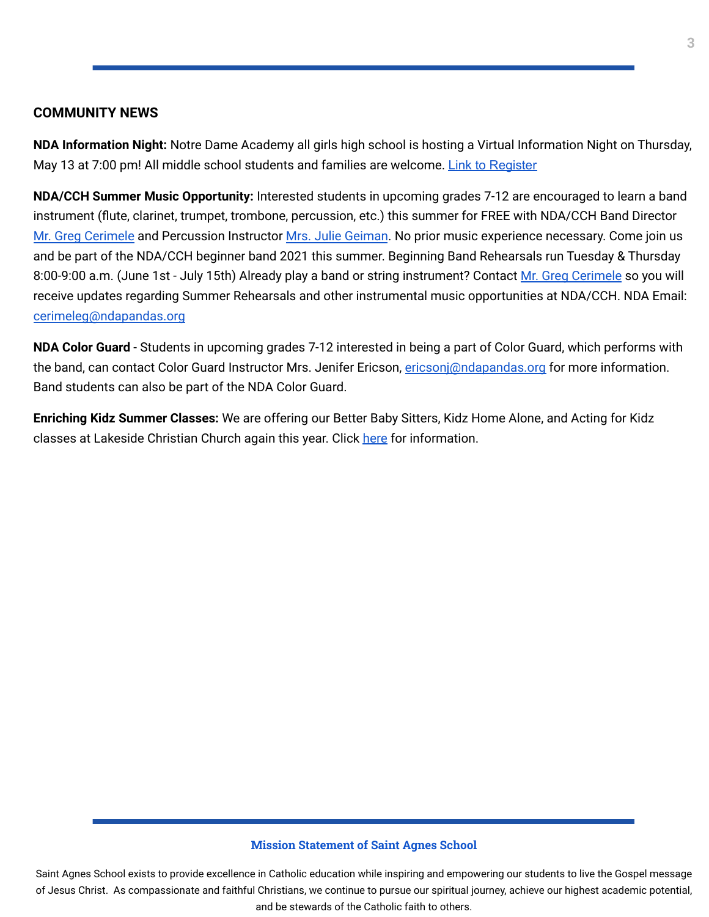## COMMUNITY NEWS

**NDA Information Night:** Notre Dame Academy all girls high school is hosting a Virtual Information Night on Thursday, May 13 at 7:00 pm! All middle school students and families are welcome. Link to Register

**NDA/CCH Summer Music Opportunity:** Interested students in upcoming grades 7-12 are encouraged to learn a band instrument (flute, clarinet, trumpet, trombone, percussion, etc.) this summer for FREE with NDA/CCH Band Director Mr. Greg Cerimele and Percussion Instructor Mrs. Julie Geiman. No prior music experience necessary. Come join us and be part of the NDA/CCH beginner band 2021 this summer. Beginning Band Rehearsals run Tuesday & Thursday 8:00-9:00 a.m. (June 1st - July 15th) Already play a band or string instrument? Contact Mr. Greg Cerimele so you will receive updates regarding Summer Rehearsals and other instrumental music opportunities at NDA/CCH. NDA Email: cerimeleg@ndapandas.org

**NDA Color Guard** - Students in upcoming grades 7-12 interested in being a part of Color Guard, which performs with the band, can contact Color Guard Instructor Mrs. Jenifer Ericson, ericsonj@ndapandas.org for more information. Band students can also be part of the NDA Color Guard.

**Enriching Kidz Summer Classes:** We are offering our Better Baby Sitters, Kidz Home Alone, and Acting for Kidz classes at Lakeside Christian Church again this year. Click here for information.

**Mission Statement of Saint Agnes School**

Saint Agnes School exists to provide excellence in Catholic education while inspiring and empowering our students to live the Gospel message of Jesus Christ. As compassionate and faithful Christians, we continue to pursue our spiritual journey, achieve our highest academic potential, and be stewards of the Catholic faith to others.